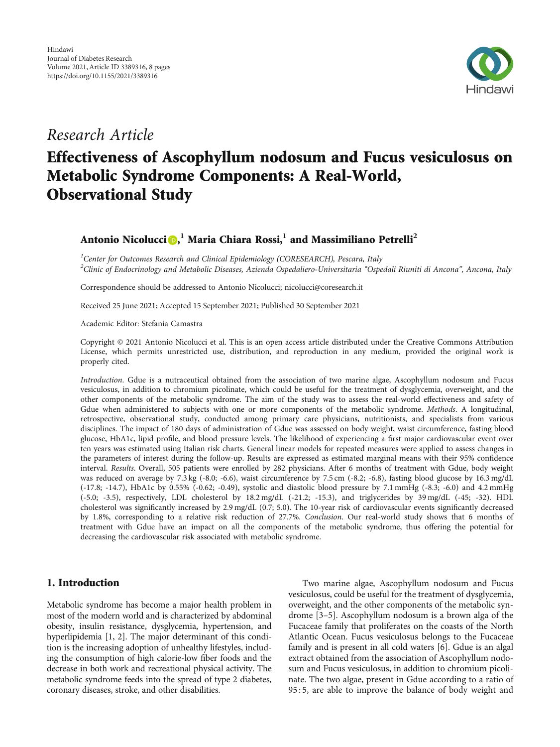Hindawi
Journal of Diabetes Research
Volume 2021, Article ID 3389316, 8 pages
https://doi.org/10.1155/2021/3389316

*Research Article*

# Effectiveness of Ascophyllum nodosum and Fucus vesiculosus on Metabolic Syndrome Components: A Real-World, Observational Study

**Antonio Nicolucci**[1] **Maria Chiara Rossi,**[1] **and Massimiliano Petrelli**[2]

[1] *Center for Outcomes Research and Clinical Epidemiology (CORESEARCH), Pescara, Italy*
[2] *Clinic of Endocrinology and Metabolic Diseases, Azienda Ospedaliero-Universitaria "Ospedali Riuniti di Ancona", Ancona, Italy*

Correspondence should be addressed to Antonio Nicolucci; nicolucci@coresearch.it

Received 25 June 2021; Accepted 15 September 2021; Published 30 September 2021

Academic Editor: Stefania Camastra

Copyright © 2021 Antonio Nicolucci et al. This is an open access article distributed under the Creative Commons Attribution License, which permits unrestricted use, distribution, and reproduction in any medium, provided the original work is properly cited.

*Introduction.* Gdue is a nutraceutical obtained from the association of two marine algae, Ascophyllum nodosum and Fucus vesiculosus, in addition to chromium picolinate, which could be useful for the treatment of dysglycemia, overweight, and the other components of the metabolic syndrome. The aim of the study was to assess the real-world effectiveness and safety of Gdue when administered to subjects with one or more components of the metabolic syndrome. *Methods.* A longitudinal, retrospective, observational study, conducted among primary care physicians, nutritionists, and specialists from various disciplines. The impact of 180 days of administration of Gdue was assessed on body weight, waist circumference, fasting blood glucose, HbA1c, lipid profile, and blood pressure levels. The likelihood of experiencing a first major cardiovascular event over ten years was estimated using Italian risk charts. General linear models for repeated measures were applied to assess changes in the parameters of interest during the follow-up. Results are expressed as estimated marginal means with their 95% confidence interval. *Results.* Overall, 505 patients were enrolled by 282 physicians. After 6 months of treatment with Gdue, body weight was reduced on average by 7.3 kg (-8.0; -6.6), waist circumference by 7.5 cm (-8.2; -6.8), fasting blood glucose by 16.3 mg/dL (-17.8; -14.7), HbA1c by 0.55% (-0.62; -0.49), systolic and diastolic blood pressure by 7.1 mmHg (-8.3; -6.0) and 4.2 mmHg (-5.0; -3.5), respectively, LDL cholesterol by 18.2 mg/dL (-21.2; -15.3), and triglycerides by 39 mg/dL (-45; -32). HDL cholesterol was significantly increased by 2.9 mg/dL (0.7; 5.0). The 10-year risk of cardiovascular events significantly decreased by 1.8%, corresponding to a relative risk reduction of 27.7%. *Conclusion.* Our real-world study shows that 6 months of treatment with Gdue have an impact on all the components of the metabolic syndrome, thus offering the potential for decreasing the cardiovascular risk associated with metabolic syndrome.

## 1. Introduction

Metabolic syndrome has become a major health problem in most of the modern world and is characterized by abdominal obesity, insulin resistance, dysglycemia, hypertension, and hyperlipidemia [1, 2]. The major determinant of this condition is the increasing adoption of unhealthy lifestyles, including the consumption of high calorie-low fiber foods and the decrease in both work and recreational physical activity. The metabolic syndrome feeds into the spread of type 2 diabetes, coronary diseases, stroke, and other disabilities.

Two marine algae, Ascophyllum nodosum and Fucus vesiculosus, could be useful for the treatment of dysglycemia, overweight, and the other components of the metabolic syndrome [3–5]. Ascophyllum nodosum is a brown alga of the Fucaceae family that proliferates on the coasts of the North Atlantic Ocean. Fucus vesiculosus belongs to the Fucaceae family and is present in all cold waters [6]. Gdue is an algal extract obtained from the association of Ascophyllum nodosum and Fucus vesiculosus, in addition to chromium picolinate. The two algae, present in Gdue according to a ratio of 95 : 5, are able to improve the balance of body weight and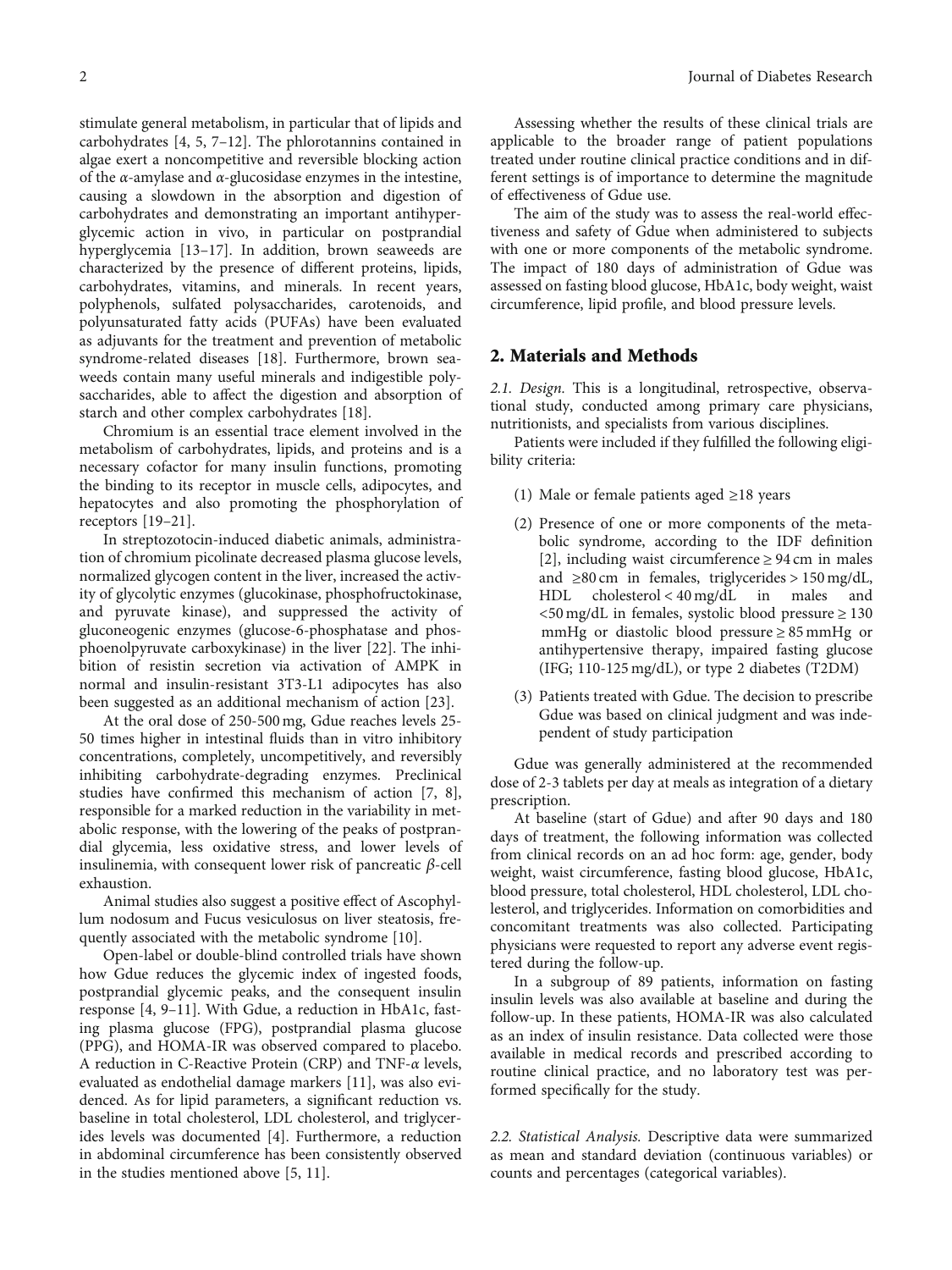stimulate general metabolism, in particular that of lipids and carbohydrates [4, 5, 7–12]. The phlorotannins contained in algae exert a noncompetitive and reversible blocking action of the $\alpha$-amylase and $\alpha$-glucosidase enzymes in the intestine, causing a slowdown in the absorption and digestion of carbohydrates and demonstrating an important antihyperglycemic action in vivo, in particular on postprandial hyperglycemia [13–17]. In addition, brown seaweeds are characterized by the presence of different proteins, lipids, carbohydrates, vitamins, and minerals. In recent years, polyphenols, sulfated polysaccharides, carotenoids, and polyunsaturated fatty acids (PUFAs) have been evaluated as adjuvants for the treatment and prevention of metabolic syndrome-related diseases [18]. Furthermore, brown seaweeds contain many useful minerals and indigestible polysaccharides, able to affect the digestion and absorption of starch and other complex carbohydrates [18].

Chromium is an essential trace element involved in the metabolism of carbohydrates, lipids, and proteins and is a necessary cofactor for many insulin functions, promoting the binding to its receptor in muscle cells, adipocytes, and hepatocytes and also promoting the phosphorylation of receptors [19–21].

In streptozotocin-induced diabetic animals, administration of chromium picolinate decreased plasma glucose levels, normalized glycogen content in the liver, increased the activity of glycolytic enzymes (glucokinase, phosphofructokinase, and pyruvate kinase), and suppressed the activity of gluconeogenic enzymes (glucose-6-phosphatase and phosphoenolpyruvate carboxykinase) in the liver [22]. The inhibition of resistin secretion via activation of AMPK in normal and insulin-resistant 3T3-L1 adipocytes has also been suggested as an additional mechanism of action [23].

At the oral dose of 250-500 mg, Gdue reaches levels 25-50 times higher in intestinal fluids than in vitro inhibitory concentrations, completely, uncompetitively, and reversibly inhibiting carbohydrate-degrading enzymes. Preclinical studies have confirmed this mechanism of action [7, 8], responsible for a marked reduction in the variability in metabolic response, with the lowering of the peaks of postprandial glycemia, less oxidative stress, and lower levels of insulinemia, with consequent lower risk of pancreatic $\beta$-cell exhaustion.

Animal studies also suggest a positive effect of Ascophyllum nodosum and Fucus vesiculosus on liver steatosis, frequently associated with the metabolic syndrome [10].

Open-label or double-blind controlled trials have shown how Gdue reduces the glycemic index of ingested foods, postprandial glycemic peaks, and the consequent insulin response [4, 9–11]. With Gdue, a reduction in HbA1c, fasting plasma glucose (FPG), postprandial plasma glucose (PPG), and HOMA-IR was observed compared to placebo. A reduction in C-Reactive Protein (CRP) and TNF-$\alpha$ levels, evaluated as endothelial damage markers [11], was also evidenced. As for lipid parameters, a significant reduction vs. baseline in total cholesterol, LDL cholesterol, and triglycerides levels was documented [4]. Furthermore, a reduction in abdominal circumference has been consistently observed in the studies mentioned above [5, 11].

Assessing whether the results of these clinical trials are applicable to the broader range of patient populations treated under routine clinical practice conditions and in different settings is of importance to determine the magnitude of effectiveness of Gdue use.

The aim of the study was to assess the real-world effectiveness and safety of Gdue when administered to subjects with one or more components of the metabolic syndrome. The impact of 180 days of administration of Gdue was assessed on fasting blood glucose, HbA1c, body weight, waist circumference, lipid profile, and blood pressure levels.

## 2. Materials and Methods

*2.1. Design.* This is a longitudinal, retrospective, observational study, conducted among primary care physicians, nutritionists, and specialists from various disciplines.

Patients were included if they fulfilled the following eligibility criteria:

(1) Male or female patients aged ≥18 years

(2) Presence of one or more components of the metabolic syndrome, according to the IDF definition [2], including waist circumference ≥ 94 cm in males and ≥80 cm in females, triglycerides > 150 mg/dL, HDL cholesterol < 40 mg/dL in males and <50 mg/dL in females, systolic blood pressure ≥ 130 mmHg or diastolic blood pressure ≥ 85 mmHg or antihypertensive therapy, impaired fasting glucose (IFG; 110-125 mg/dL), or type 2 diabetes (T2DM)

(3) Patients treated with Gdue. The decision to prescribe Gdue was based on clinical judgment and was independent of study participation

Gdue was generally administered at the recommended dose of 2-3 tablets per day at meals as integration of a dietary prescription.

At baseline (start of Gdue) and after 90 days and 180 days of treatment, the following information was collected from clinical records on an ad hoc form: age, gender, body weight, waist circumference, fasting blood glucose, HbA1c, blood pressure, total cholesterol, HDL cholesterol, LDL cholesterol, and triglycerides. Information on comorbidities and concomitant treatments was also collected. Participating physicians were requested to report any adverse event registered during the follow-up.

In a subgroup of 89 patients, information on fasting insulin levels was also available at baseline and during the follow-up. In these patients, HOMA-IR was also calculated as an index of insulin resistance. Data collected were those available in medical records and prescribed according to routine clinical practice, and no laboratory test was performed specifically for the study.

*2.2. Statistical Analysis.* Descriptive data were summarized as mean and standard deviation (continuous variables) or counts and percentages (categorical variables).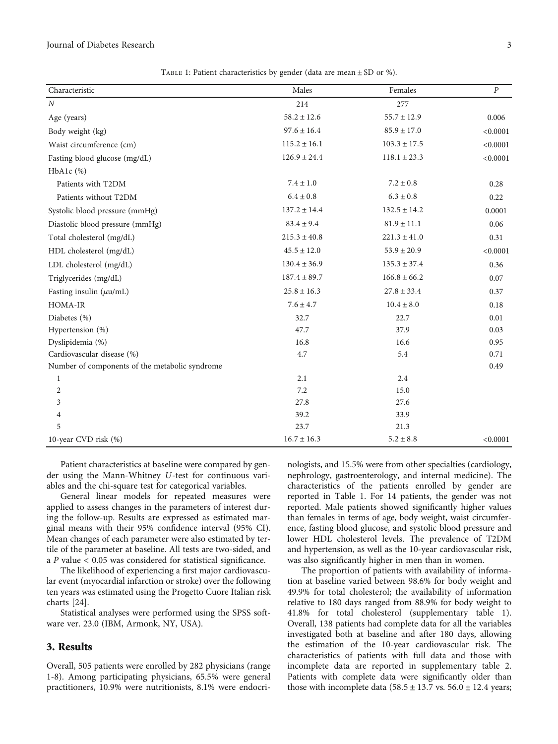Table 1: Patient characteristics by gender (data are mean ± SD or %).

| Characteristic | Males | Females | $P$ |
|---|---|---|---|
| $N$ | 214 | 277 | |
| Age (years) | 58.2 ± 12.6 | 55.7 ± 12.9 | 0.006 |
| Body weight (kg) | 97.6 ± 16.4 | 85.9 ± 17.0 | <0.0001 |
| Waist circumference (cm) | 115.2 ± 16.1 | 103.3 ± 17.5 | <0.0001 |
| Fasting blood glucose (mg/dL) | 126.9 ± 24.4 | 118.1 ± 23.3 | <0.0001 |
| HbA1c (%) | | | |
| Patients with T2DM | 7.4 ± 1.0 | 7.2 ± 0.8 | 0.28 |
| Patients without T2DM | 6.4 ± 0.8 | 6.3 ± 0.8 | 0.22 |
| Systolic blood pressure (mmHg) | 137.2 ± 14.4 | 132.5 ± 14.2 | 0.0001 |
| Diastolic blood pressure (mmHg) | 83.4 ± 9.4 | 81.9 ± 11.1 | 0.06 |
| Total cholesterol (mg/dL) | 215.3 ± 40.8 | 221.3 ± 41.0 | 0.31 |
| HDL cholesterol (mg/dL) | 45.5 ± 12.0 | 53.9 ± 20.9 | <0.0001 |
| LDL cholesterol (mg/dL) | 130.4 ± 36.9 | 135.3 ± 37.4 | 0.36 |
| Triglycerides (mg/dL) | 187.4 ± 89.7 | 166.8 ± 66.2 | 0.07 |
| Fasting insulin ($\mu$u/mL) | 25.8 ± 16.3 | 27.8 ± 33.4 | 0.37 |
| HOMA-IR | 7.6 ± 4.7 | 10.4 ± 8.0 | 0.18 |
| Diabetes (%) | 32.7 | 22.7 | 0.01 |
| Hypertension (%) | 47.7 | 37.9 | 0.03 |
| Dyslipidemia (%) | 16.8 | 16.6 | 0.95 |
| Cardiovascular disease (%) | 4.7 | 5.4 | 0.71 |
| Number of components of the metabolic syndrome | | | 0.49 |
| 1 | 2.1 | 2.4 | |
| 2 | 7.2 | 15.0 | |
| 3 | 27.8 | 27.6 | |
| 4 | 39.2 | 33.9 | |
| 5 | 23.7 | 21.3 | |
| 10-year CVD risk (%) | 16.7 ± 16.3 | 5.2 ± 8.8 | <0.0001 |

Patient characteristics at baseline were compared by gender using the Mann-Whitney $U$-test for continuous variables and the chi-square test for categorical variables.

General linear models for repeated measures were applied to assess changes in the parameters of interest during the follow-up. Results are expressed as estimated marginal means with their 95% confidence interval (95% CI). Mean changes of each parameter were also estimated by tertile of the parameter at baseline. All tests are two-sided, and a $P$ value < 0.05 was considered for statistical significance.

The likelihood of experiencing a first major cardiovascular event (myocardial infarction or stroke) over the following ten years was estimated using the Progetto Cuore Italian risk charts [24].

Statistical analyses were performed using the SPSS software ver. 23.0 (IBM, Armonk, NY, USA).

## 3. Results

Overall, 505 patients were enrolled by 282 physicians (range 1-8). Among participating physicians, 65.5% were general practitioners, 10.9% were nutritionists, 8.1% were endocrinologists, and 15.5% were from other specialties (cardiology, nephrology, gastroenterology, and internal medicine). The characteristics of the patients enrolled by gender are reported in Table 1. For 14 patients, the gender was not reported. Male patients showed significantly higher values than females in terms of age, body weight, waist circumference, fasting blood glucose, and systolic blood pressure and lower HDL cholesterol levels. The prevalence of T2DM and hypertension, as well as the 10-year cardiovascular risk, was also significantly higher in men than in women.

The proportion of patients with availability of information at baseline varied between 98.6% for body weight and 49.9% for total cholesterol; the availability of information relative to 180 days ranged from 88.9% for body weight to 41.8% for total cholesterol (supplementary table 1). Overall, 138 patients had complete data for all the variables investigated both at baseline and after 180 days, allowing the estimation of the 10-year cardiovascular risk. The characteristics of patients with full data and those with incomplete data are reported in supplementary table 2. Patients with complete data were significantly older than those with incomplete data (58.5 ± 13.7 vs. 56.0 ± 12.4 years;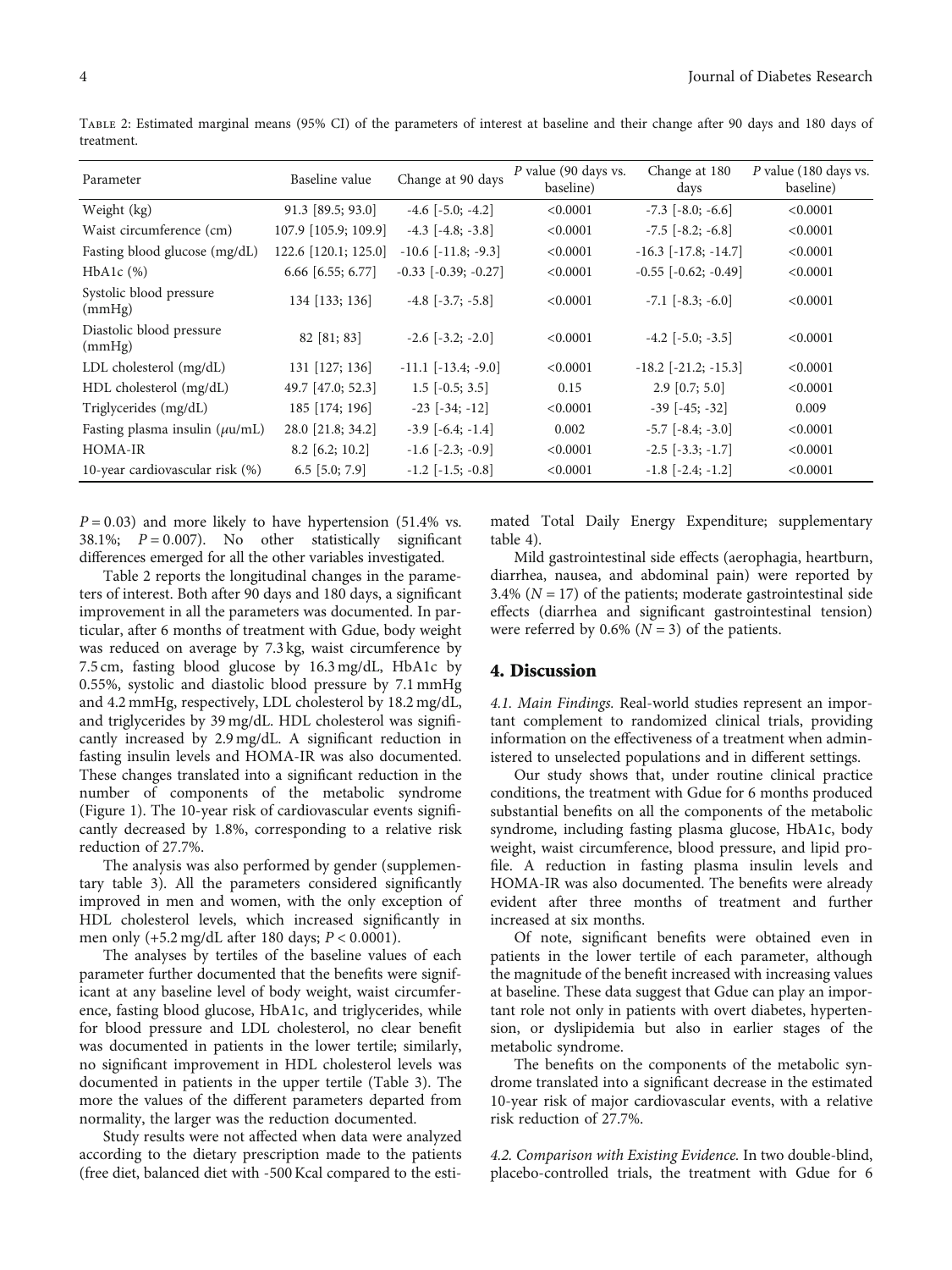Table 2: Estimated marginal means (95% CI) of the parameters of interest at baseline and their change after 90 days and 180 days of treatment.

| Parameter | Baseline value | Change at 90 days | P value (90 days vs. baseline) | Change at 180 days | P value (180 days vs. baseline) |
|---|---|---|---|---|---|
| Weight (kg) | 91.3 [89.5; 93.0] | -4.6 [-5.0; -4.2] | <0.0001 | -7.3 [-8.0; -6.6] | <0.0001 |
| Waist circumference (cm) | 107.9 [105.9; 109.9] | -4.3 [-4.8; -3.8] | <0.0001 | -7.5 [-8.2; -6.8] | <0.0001 |
| Fasting blood glucose (mg/dL) | 122.6 [120.1; 125.0] | -10.6 [-11.8; -9.3] | <0.0001 | -16.3 [-17.8; -14.7] | <0.0001 |
| HbA1c (%) | 6.66 [6.55; 6.77] | -0.33 [-0.39; -0.27] | <0.0001 | -0.55 [-0.62; -0.49] | <0.0001 |
| Systolic blood pressure (mmHg) | 134 [133; 136] | -4.8 [-3.7; -5.8] | <0.0001 | -7.1 [-8.3; -6.0] | <0.0001 |
| Diastolic blood pressure (mmHg) | 82 [81; 83] | -2.6 [-3.2; -2.0] | <0.0001 | -4.2 [-5.0; -3.5] | <0.0001 |
| LDL cholesterol (mg/dL) | 131 [127; 136] | -11.1 [-13.4; -9.0] | <0.0001 | -18.2 [-21.2; -15.3] | <0.0001 |
| HDL cholesterol (mg/dL) | 49.7 [47.0; 52.3] | 1.5 [-0.5; 3.5] | 0.15 | 2.9 [0.7; 5.0] | <0.0001 |
| Triglycerides (mg/dL) | 185 [174; 196] | -23 [-34; -12] | <0.0001 | -39 [-45; -32] | 0.009 |
| Fasting plasma insulin ($\mu$u/mL) | 28.0 [21.8; 34.2] | -3.9 [-6.4; -1.4] | 0.002 | -5.7 [-8.4; -3.0] | <0.0001 |
| HOMA-IR | 8.2 [6.2; 10.2] | -1.6 [-2.3; -0.9] | <0.0001 | -2.5 [-3.3; -1.7] | <0.0001 |
| 10-year cardiovascular risk (%) | 6.5 [5.0; 7.9] | -1.2 [-1.5; -0.8] | <0.0001 | -1.8 [-2.4; -1.2] | <0.0001 |

$P = 0.03$) and more likely to have hypertension (51.4% vs. 38.1%; $P = 0.007$). No other statistically significant differences emerged for all the other variables investigated.

Table 2 reports the longitudinal changes in the parameters of interest. Both after 90 days and 180 days, a significant improvement in all the parameters was documented. In particular, after 6 months of treatment with Gdue, body weight was reduced on average by 7.3 kg, waist circumference by 7.5 cm, fasting blood glucose by 16.3 mg/dL, HbA1c by 0.55%, systolic and diastolic blood pressure by 7.1 mmHg and 4.2 mmHg, respectively, LDL cholesterol by 18.2 mg/dL, and triglycerides by 39 mg/dL. HDL cholesterol was significantly increased by 2.9 mg/dL. A significant reduction in fasting insulin levels and HOMA-IR was also documented. These changes translated into a significant reduction in the number of components of the metabolic syndrome (Figure 1). The 10-year risk of cardiovascular events significantly decreased by 1.8%, corresponding to a relative risk reduction of 27.7%.

The analysis was also performed by gender (supplementary table 3). All the parameters considered significantly improved in men and women, with the only exception of HDL cholesterol levels, which increased significantly in men only (+5.2 mg/dL after 180 days; $P < 0.0001$).

The analyses by tertiles of the baseline values of each parameter further documented that the benefits were significant at any baseline level of body weight, waist circumference, fasting blood glucose, HbA1c, and triglycerides, while for blood pressure and LDL cholesterol, no clear benefit was documented in patients in the lower tertile; similarly, no significant improvement in HDL cholesterol levels was documented in patients in the upper tertile (Table 3). The more the values of the different parameters departed from normality, the larger was the reduction documented.

Study results were not affected when data were analyzed according to the dietary prescription made to the patients (free diet, balanced diet with -500 Kcal compared to the estimated Total Daily Energy Expenditure; supplementary table 4).

Mild gastrointestinal side effects (aerophagia, heartburn, diarrhea, nausea, and abdominal pain) were reported by 3.4% ($N = 17$) of the patients; moderate gastrointestinal side effects (diarrhea and significant gastrointestinal tension) were referred by 0.6% ($N = 3$) of the patients.

## 4. Discussion

*4.1. Main Findings.* Real-world studies represent an important complement to randomized clinical trials, providing information on the effectiveness of a treatment when administered to unselected populations and in different settings.

Our study shows that, under routine clinical practice conditions, the treatment with Gdue for 6 months produced substantial benefits on all the components of the metabolic syndrome, including fasting plasma glucose, HbA1c, body weight, waist circumference, blood pressure, and lipid profile. A reduction in fasting plasma insulin levels and HOMA-IR was also documented. The benefits were already evident after three months of treatment and further increased at six months.

Of note, significant benefits were obtained even in patients in the lower tertile of each parameter, although the magnitude of the benefit increased with increasing values at baseline. These data suggest that Gdue can play an important role not only in patients with overt diabetes, hypertension, or dyslipidemia but also in earlier stages of the metabolic syndrome.

The benefits on the components of the metabolic syndrome translated into a significant decrease in the estimated 10-year risk of major cardiovascular events, with a relative risk reduction of 27.7%.

*4.2. Comparison with Existing Evidence.* In two double-blind, placebo-controlled trials, the treatment with Gdue for 6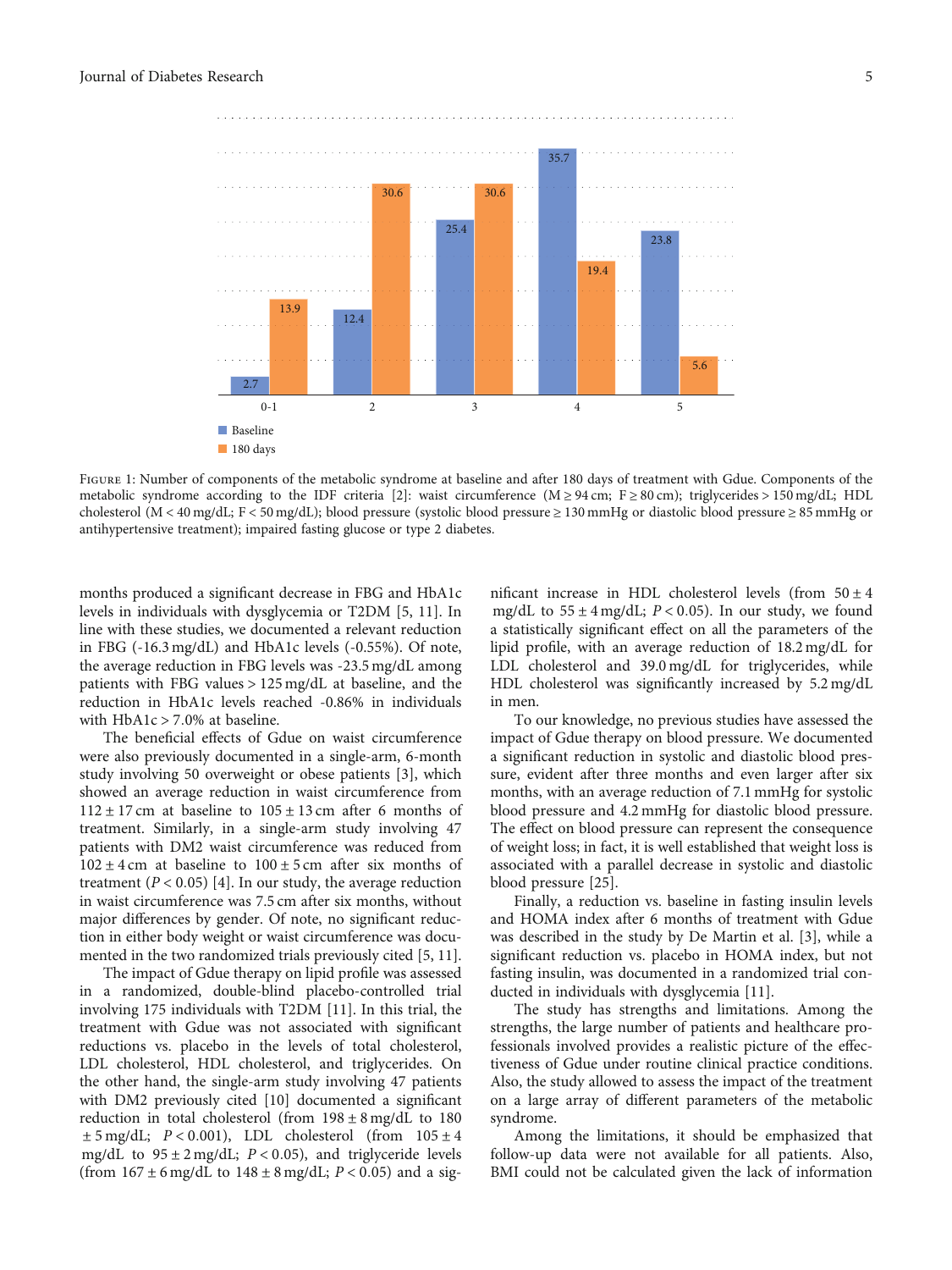Figure 1: Number of components of the metabolic syndrome at baseline and after 180 days of treatment with Gdue. Components of the metabolic syndrome according to the IDF criteria [2]: waist circumference (M ≥ 94 cm; F ≥ 80 cm); triglycerides > 150 mg/dL; HDL cholesterol (M < 40 mg/dL; F < 50 mg/dL); blood pressure (systolic blood pressure ≥ 130 mmHg or diastolic blood pressure ≥ 85 mmHg or antihypertensive treatment); impaired fasting glucose or type 2 diabetes.

months produced a significant decrease in FBG and HbA1c levels in individuals with dysglycemia or T2DM [5, 11]. In line with these studies, we documented a relevant reduction in FBG (-16.3 mg/dL) and HbA1c levels (-0.55%). Of note, the average reduction in FBG levels was -23.5 mg/dL among patients with FBG values > 125 mg/dL at baseline, and the reduction in HbA1c levels reached -0.86% in individuals with HbA1c > 7.0% at baseline.

The beneficial effects of Gdue on waist circumference were also previously documented in a single-arm, 6-month study involving 50 overweight or obese patients [3], which showed an average reduction in waist circumference from 112 ± 17 cm at baseline to 105 ± 13 cm after 6 months of treatment. Similarly, in a single-arm study involving 47 patients with DM2 waist circumference was reduced from 102 ± 4 cm at baseline to 100 ± 5 cm after six months of treatment ($P < 0.05$) [4]. In our study, the average reduction in waist circumference was 7.5 cm after six months, without major differences by gender. Of note, no significant reduction in either body weight or waist circumference was documented in the two randomized trials previously cited [5, 11].

The impact of Gdue therapy on lipid profile was assessed in a randomized, double-blind placebo-controlled trial involving 175 individuals with T2DM [11]. In this trial, the treatment with Gdue was not associated with significant reductions vs. placebo in the levels of total cholesterol, LDL cholesterol, HDL cholesterol, and triglycerides. On the other hand, the single-arm study involving 47 patients with DM2 previously cited [10] documented a significant reduction in total cholesterol (from 198 ± 8 mg/dL to 180 ± 5 mg/dL; $P < 0.001$), LDL cholesterol (from 105 ± 4 mg/dL to 95 ± 2 mg/dL; $P < 0.05$), and triglyceride levels (from 167 ± 6 mg/dL to 148 ± 8 mg/dL; $P < 0.05$) and a significant increase in HDL cholesterol levels (from 50 ± 4 mg/dL to 55 ± 4 mg/dL; $P < 0.05$). In our study, we found a statistically significant effect on all the parameters of the lipid profile, with an average reduction of 18.2 mg/dL for LDL cholesterol and 39.0 mg/dL for triglycerides, while HDL cholesterol was significantly increased by 5.2 mg/dL in men.

To our knowledge, no previous studies have assessed the impact of Gdue therapy on blood pressure. We documented a significant reduction in systolic and diastolic blood pressure, evident after three months and even larger after six months, with an average reduction of 7.1 mmHg for systolic blood pressure and 4.2 mmHg for diastolic blood pressure. The effect on blood pressure can represent the consequence of weight loss; in fact, it is well established that weight loss is associated with a parallel decrease in systolic and diastolic blood pressure [25].

Finally, a reduction vs. baseline in fasting insulin levels and HOMA index after 6 months of treatment with Gdue was described in the study by De Martin et al. [3], while a significant reduction vs. placebo in HOMA index, but not fasting insulin, was documented in a randomized trial conducted in individuals with dysglycemia [11].

The study has strengths and limitations. Among the strengths, the large number of patients and healthcare professionals involved provides a realistic picture of the effectiveness of Gdue under routine clinical practice conditions. Also, the study allowed to assess the impact of the treatment on a large array of different parameters of the metabolic syndrome.

Among the limitations, it should be emphasized that follow-up data were not available for all patients. Also, BMI could not be calculated given the lack of information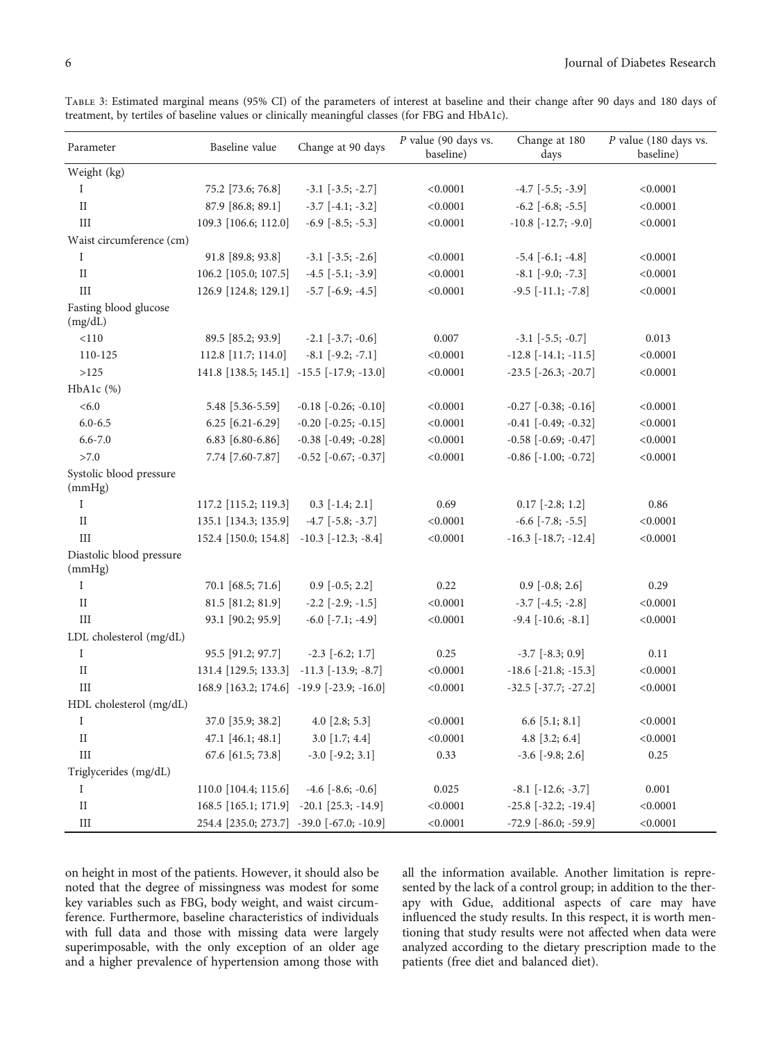Table 3: Estimated marginal means (95% CI) of the parameters of interest at baseline and their change after 90 days and 180 days of treatment, by tertiles of baseline values or clinically meaningful classes (for FBG and HbA1c).

| Parameter | Baseline value | Change at 90 days | P value (90 days vs. baseline) | Change at 180 days | P value (180 days vs. baseline) |
|---|---|---|---|---|---|
| Weight (kg) | | | | | |
| I | 75.2 [73.6; 76.8] | -3.1 [-3.5; -2.7] | <0.0001 | -4.7 [-5.5; -3.9] | <0.0001 |
| II | 87.9 [86.8; 89.1] | -3.7 [-4.1; -3.2] | <0.0001 | -6.2 [-6.8; -5.5] | <0.0001 |
| III | 109.3 [106.6; 112.0] | -6.9 [-8.5; -5.3] | <0.0001 | -10.8 [-12.7; -9.0] | <0.0001 |
| Waist circumference (cm) | | | | | |
| I | 91.8 [89.8; 93.8] | -3.1 [-3.5; -2.6] | <0.0001 | -5.4 [-6.1; -4.8] | <0.0001 |
| II | 106.2 [105.0; 107.5] | -4.5 [-5.1; -3.9] | <0.0001 | -8.1 [-9.0; -7.3] | <0.0001 |
| III | 126.9 [124.8; 129.1] | -5.7 [-6.9; -4.5] | <0.0001 | -9.5 [-11.1; -7.8] | <0.0001 |
| Fasting blood glucose (mg/dL) | | | | | |
| <110 | 89.5 [85.2; 93.9] | -2.1 [-3.7; -0.6] | 0.007 | -3.1 [-5.5; -0.7] | 0.013 |
| 110-125 | 112.8 [11.7; 114.0] | -8.1 [-9.2; -7.1] | <0.0001 | -12.8 [-14.1; -11.5] | <0.0001 |
| >125 | 141.8 [138.5; 145.1] | -15.5 [-17.9; -13.0] | <0.0001 | -23.5 [-26.3; -20.7] | <0.0001 |
| HbA1c (%) | | | | | |
| <6.0 | 5.48 [5.36-5.59] | -0.18 [-0.26; -0.10] | <0.0001 | -0.27 [-0.38; -0.16] | <0.0001 |
| 6.0-6.5 | 6.25 [6.21-6.29] | -0.20 [-0.25; -0.15] | <0.0001 | -0.41 [-0.49; -0.32] | <0.0001 |
| 6.6-7.0 | 6.83 [6.80-6.86] | -0.38 [-0.49; -0.28] | <0.0001 | -0.58 [-0.69; -0.47] | <0.0001 |
| >7.0 | 7.74 [7.60-7.87] | -0.52 [-0.67; -0.37] | <0.0001 | -0.86 [-1.00; -0.72] | <0.0001 |
| Systolic blood pressure (mmHg) | | | | | |
| I | 117.2 [115.2; 119.3] | 0.3 [-1.4; 2.1] | 0.69 | 0.17 [-2.8; 1.2] | 0.86 |
| II | 135.1 [134.3; 135.9] | -4.7 [-5.8; -3.7] | <0.0001 | -6.6 [-7.8; -5.5] | <0.0001 |
| III | 152.4 [150.0; 154.8] | -10.3 [-12.3; -8.4] | <0.0001 | -16.3 [-18.7; -12.4] | <0.0001 |
| Diastolic blood pressure (mmHg) | | | | | |
| I | 70.1 [68.5; 71.6] | 0.9 [-0.5; 2.2] | 0.22 | 0.9 [-0.8; 2.6] | 0.29 |
| II | 81.5 [81.2; 81.9] | -2.2 [-2.9; -1.5] | <0.0001 | -3.7 [-4.5; -2.8] | <0.0001 |
| III | 93.1 [90.2; 95.9] | -6.0 [-7.1; -4.9] | <0.0001 | -9.4 [-10.6; -8.1] | <0.0001 |
| LDL cholesterol (mg/dL) | | | | | |
| I | 95.5 [91.2; 97.7] | -2.3 [-6.2; 1.7] | 0.25 | -3.7 [-8.3; 0.9] | 0.11 |
| II | 131.4 [129.5; 133.3] | -11.3 [-13.9; -8.7] | <0.0001 | -18.6 [-21.8; -15.3] | <0.0001 |
| III | 168.9 [163.2; 174.6] | -19.9 [-23.9; -16.0] | <0.0001 | -32.5 [-37.7; -27.2] | <0.0001 |
| HDL cholesterol (mg/dL) | | | | | |
| I | 37.0 [35.9; 38.2] | 4.0 [2.8; 5.3] | <0.0001 | 6.6 [5.1; 8.1] | <0.0001 |
| II | 47.1 [46.1; 48.1] | 3.0 [1.7; 4.4] | <0.0001 | 4.8 [3.2; 6.4] | <0.0001 |
| III | 67.6 [61.5; 73.8] | -3.0 [-9.2; 3.1] | 0.33 | -3.6 [-9.8; 2.6] | 0.25 |
| Triglycerides (mg/dL) | | | | | |
| I | 110.0 [104.4; 115.6] | -4.6 [-8.6; -0.6] | 0.025 | -8.1 [-12.6; -3.7] | 0.001 |
| II | 168.5 [165.1; 171.9] | -20.1 [25.3; -14.9] | <0.0001 | -25.8 [-32.2; -19.4] | <0.0001 |
| III | 254.4 [235.0; 273.7] | -39.0 [-67.0; -10.9] | <0.0001 | -72.9 [-86.0; -59.9] | <0.0001 |

on height in most of the patients. However, it should also be noted that the degree of missingness was modest for some key variables such as FBG, body weight, and waist circumference. Furthermore, baseline characteristics of individuals with full data and those with missing data were largely superimposable, with the only exception of an older age and a higher prevalence of hypertension among those with all the information available. Another limitation is represented by the lack of a control group; in addition to the therapy with Gdue, additional aspects of care may have influenced the study results. In this respect, it is worth mentioning that study results were not affected when data were analyzed according to the dietary prescription made to the patients (free diet and balanced diet).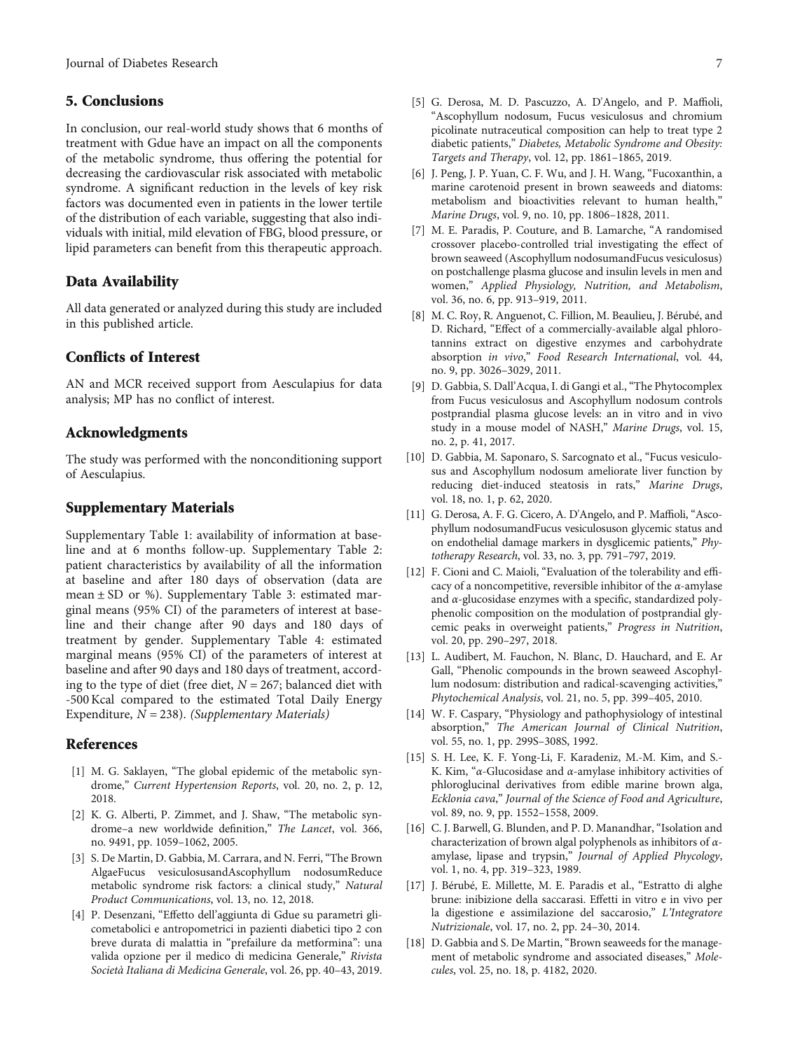## 5. Conclusions

In conclusion, our real-world study shows that 6 months of treatment with Gdue have an impact on all the components of the metabolic syndrome, thus offering the potential for decreasing the cardiovascular risk associated with metabolic syndrome. A significant reduction in the levels of key risk factors was documented even in patients in the lower tertile of the distribution of each variable, suggesting that also individuals with initial, mild elevation of FBG, blood pressure, or lipid parameters can benefit from this therapeutic approach.

## Data Availability

All data generated or analyzed during this study are included in this published article.

## Conflicts of Interest

AN and MCR received support from Aesculapius for data analysis; MP has no conflict of interest.

## Acknowledgments

The study was performed with the nonconditioning support of Aesculapius.

## Supplementary Materials

Supplementary Table 1: availability of information at baseline and at 6 months follow-up. Supplementary Table 2: patient characteristics by availability of all the information at baseline and after 180 days of observation (data are mean ± SD or %). Supplementary Table 3: estimated marginal means (95% CI) of the parameters of interest at baseline and their change after 90 days and 180 days of treatment by gender. Supplementary Table 4: estimated marginal means (95% CI) of the parameters of interest at baseline and after 90 days and 180 days of treatment, according to the type of diet (free diet, $N = 267$; balanced diet with -500 Kcal compared to the estimated Total Daily Energy Expenditure, $N = 238$). *(Supplementary Materials)*

## References

[1] M. G. Saklayen, "The global epidemic of the metabolic syndrome," *Current Hypertension Reports*, vol. 20, no. 2, p. 12, 2018.

[2] K. G. Alberti, P. Zimmet, and J. Shaw, "The metabolic syndrome–a new worldwide definition," *The Lancet*, vol. 366, no. 9491, pp. 1059–1062, 2005.

[3] S. De Martin, D. Gabbia, M. Carrara, and N. Ferri, "The Brown AlgaeFucus vesiculosusandAscophyllum nodosumReduce metabolic syndrome risk factors: a clinical study," *Natural Product Communications*, vol. 13, no. 12, 2018.

[4] P. Desenzani, "Effetto dell'aggiunta di Gdue su parametri glicometabolici e antropometrici in pazienti diabetici tipo 2 con breve durata di malattia in "prefailure da metformina": una valida opzione per il medico di medicina Generale," *Rivista Società Italiana di Medicina Generale*, vol. 26, pp. 40–43, 2019.

[5] G. Derosa, M. D. Pascuzzo, A. D'Angelo, and P. Maffioli, "Ascophyllum nodosum, Fucus vesiculosus and chromium picolinate nutraceutical composition can help to treat type 2 diabetic patients," *Diabetes, Metabolic Syndrome and Obesity: Targets and Therapy*, vol. 12, pp. 1861–1865, 2019.

[6] J. Peng, J. P. Yuan, C. F. Wu, and J. H. Wang, "Fucoxanthin, a marine carotenoid present in brown seaweeds and diatoms: metabolism and bioactivities relevant to human health," *Marine Drugs*, vol. 9, no. 10, pp. 1806–1828, 2011.

[7] M. E. Paradis, P. Couture, and B. Lamarche, "A randomised crossover placebo-controlled trial investigating the effect of brown seaweed (Ascophyllum nodosumandFucus vesiculosus) on postchallenge plasma glucose and insulin levels in men and women," *Applied Physiology, Nutrition, and Metabolism*, vol. 36, no. 6, pp. 913–919, 2011.

[8] M. C. Roy, R. Anguenot, C. Fillion, M. Beaulieu, J. Bérubé, and D. Richard, "Effect of a commercially-available algal phlorotannins extract on digestive enzymes and carbohydrate absorption *in vivo*," *Food Research International*, vol. 44, no. 9, pp. 3026–3029, 2011.

[9] D. Gabbia, S. Dall'Acqua, I. di Gangi et al., "The Phytocomplex from Fucus vesiculosus and Ascophyllum nodosum controls postprandial plasma glucose levels: an in vitro and in vivo study in a mouse model of NASH," *Marine Drugs*, vol. 15, no. 2, p. 41, 2017.

[10] D. Gabbia, M. Saponaro, S. Sarcognato et al., "Fucus vesiculosus and Ascophyllum nodosum ameliorate liver function by reducing diet-induced steatosis in rats," *Marine Drugs*, vol. 18, no. 1, p. 62, 2020.

[11] G. Derosa, A. F. G. Cicero, A. D'Angelo, and P. Maffioli, "Ascophyllum nodosumandFucus vesiculosuson glycemic status and on endothelial damage markers in dysglicemic patients," *Phytotherapy Research*, vol. 33, no. 3, pp. 791–797, 2019.

[12] F. Cioni and C. Maioli, "Evaluation of the tolerability and efficacy of a noncompetitive, reversible inhibitor of the α-amylase and α-glucosidase enzymes with a specific, standardized polyphenolic composition on the modulation of postprandial glycemic peaks in overweight patients," *Progress in Nutrition*, vol. 20, pp. 290–297, 2018.

[13] L. Audibert, M. Fauchon, N. Blanc, D. Hauchard, and E. Ar Gall, "Phenolic compounds in the brown seaweed Ascophyllum nodosum: distribution and radical-scavenging activities," *Phytochemical Analysis*, vol. 21, no. 5, pp. 399–405, 2010.

[14] W. F. Caspary, "Physiology and pathophysiology of intestinal absorption," *The American Journal of Clinical Nutrition*, vol. 55, no. 1, pp. 299S–308S, 1992.

[15] S. H. Lee, K. F. Yong-Li, F. Karadeniz, M.-M. Kim, and S.-K. Kim, "α-Glucosidase and α-amylase inhibitory activities of phloroglucinol derivatives from edible marine brown alga, *Ecklonia cava*," *Journal of the Science of Food and Agriculture*, vol. 89, no. 9, pp. 1552–1558, 2009.

[16] C. J. Barwell, G. Blunden, and P. D. Manandhar, "Isolation and characterization of brown algal polyphenols as inhibitors of α-amylase, lipase and trypsin," *Journal of Applied Phycology*, vol. 1, no. 4, pp. 319–323, 1989.

[17] J. Bérubé, E. Millette, M. E. Paradis et al., "Estratto di alghe brune: inibizione della saccarasi. Effeti in vitro e in vivo per la digestione e assimilazione del saccarosio," *L'Integratore Nutrizionale*, vol. 17, no. 2, pp. 24–30, 2014.

[18] D. Gabbia and S. De Martin, "Brown seaweeds for the management of metabolic syndrome and associated diseases," *Molecules*, vol. 25, no. 18, p. 4182, 2020.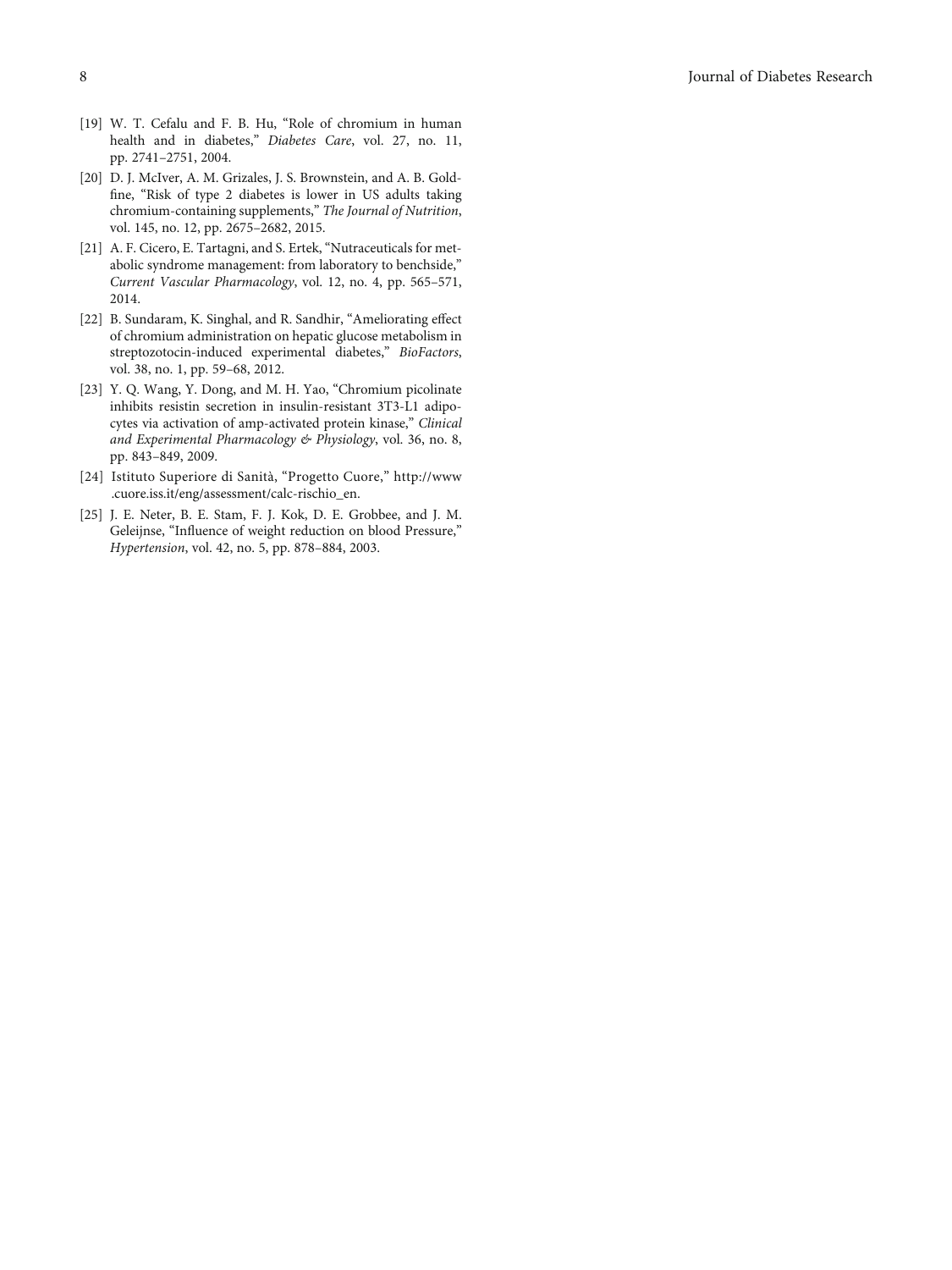[19] W. T. Cefalu and F. B. Hu, "Role of chromium in human health and in diabetes," *Diabetes Care*, vol. 27, no. 11, pp. 2741–2751, 2004.

[20] D. J. McIver, A. M. Grizales, J. S. Brownstein, and A. B. Goldfine, "Risk of type 2 diabetes is lower in US adults taking chromium-containing supplements," *The Journal of Nutrition*, vol. 145, no. 12, pp. 2675–2682, 2015.

[21] A. F. Cicero, E. Tartagni, and S. Ertek, "Nutraceuticals for metabolic syndrome management: from laboratory to benchside," *Current Vascular Pharmacology*, vol. 12, no. 4, pp. 565–571, 2014.

[22] B. Sundaram, K. Singhal, and R. Sandhir, "Ameliorating effect of chromium administration on hepatic glucose metabolism in streptozotocin-induced experimental diabetes," *BioFactors*, vol. 38, no. 1, pp. 59–68, 2012.

[23] Y. Q. Wang, Y. Dong, and M. H. Yao, "Chromium picolinate inhibits resistin secretion in insulin-resistant 3T3-L1 adipocytes via activation of amp-activated protein kinase," *Clinical and Experimental Pharmacology & Physiology*, vol. 36, no. 8, pp. 843–849, 2009.

[24] Istituto Superiore di Sanità, "Progetto Cuore," http://www.cuore.iss.it/eng/assessment/calc-rischio_en.

[25] J. E. Neter, B. E. Stam, F. J. Kok, D. E. Grobbee, and J. M. Geleijnse, "Influence of weight reduction on blood Pressure," *Hypertension*, vol. 42, no. 5, pp. 878–884, 2003.